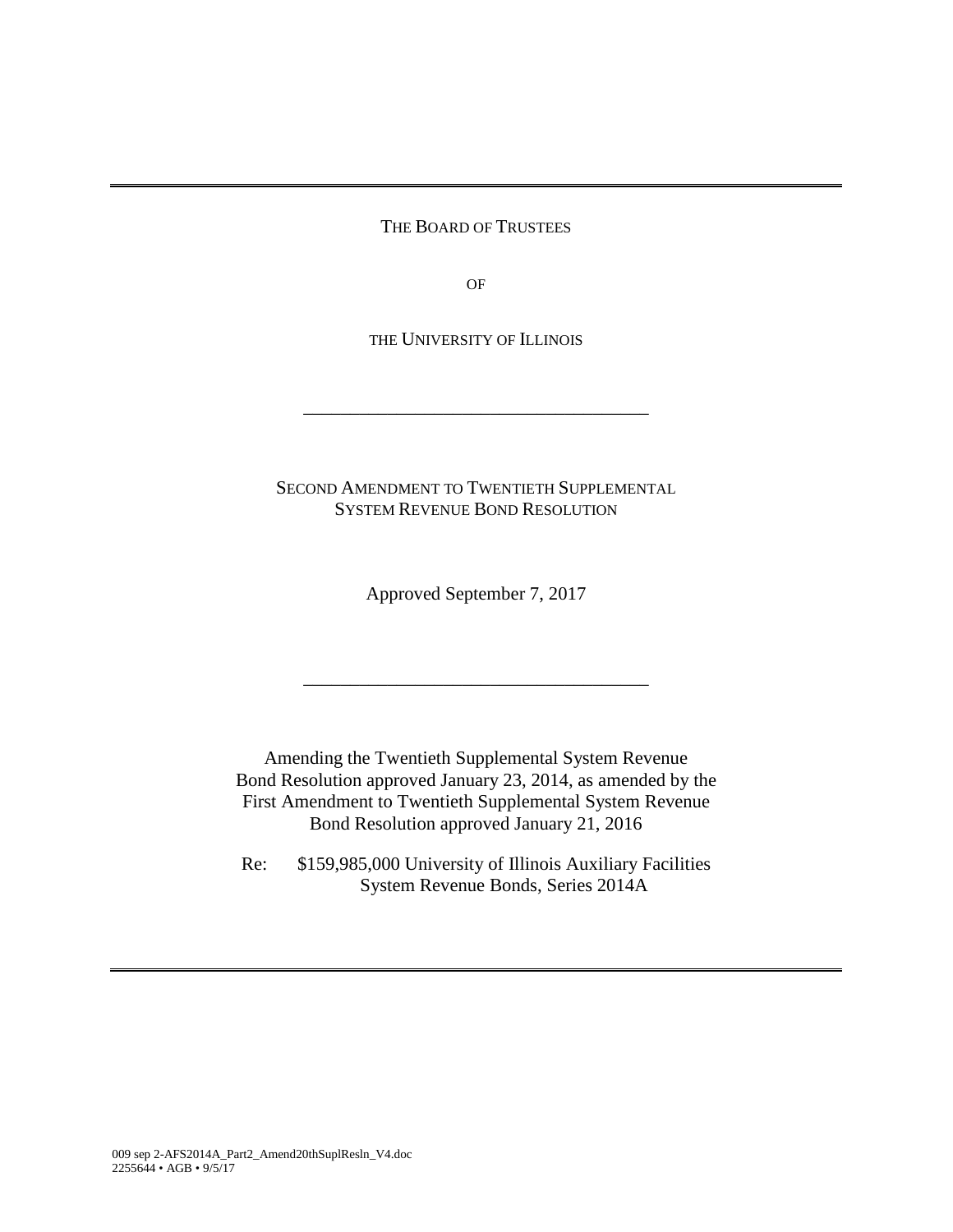THE BOARD OF TRUSTEES

OF

THE UNIVERSITY OF ILLINOIS

---

# SECOND AMENDMENT TO TWENTIETH SUPPLEMENTAL SYSTEM REVENUE BOND RESOLUTION

Approved September 7, 2017

---

Amending the Twentieth Supplemental System Revenue Bond Resolution approved January 23, 2014, as amended by the First Amendment to Twentieth Supplemental System Revenue Bond Resolution approved January 21, 2016

Re: $159,985,000 University of Illinois Auxiliary Facilities System Revenue Bonds, Series 2014A

009 sep 2-AFS2014A_Part2_Amend20thSuplResln_V4.doc
2255644 • AGB • 9/5/17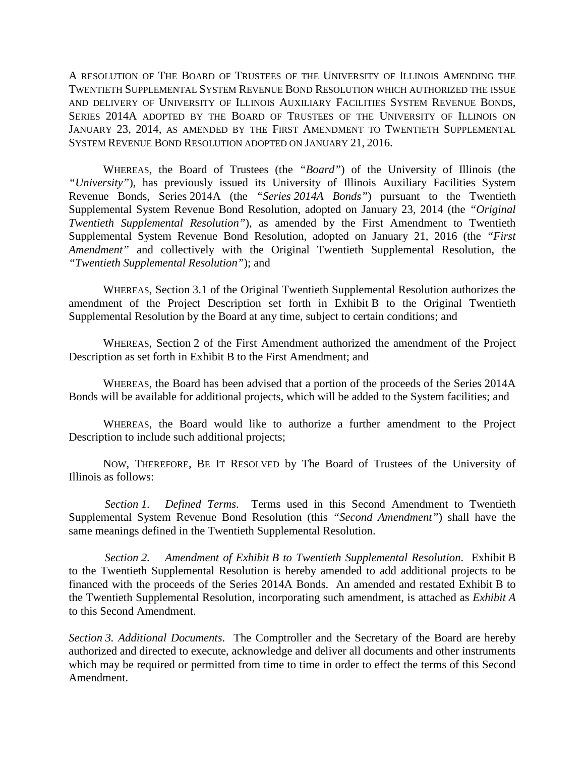A RESOLUTION OF THE BOARD OF TRUSTEES OF THE UNIVERSITY OF ILLINOIS AMENDING THE TWENTIETH SUPPLEMENTAL SYSTEM REVENUE BOND RESOLUTION WHICH AUTHORIZED THE ISSUE AND DELIVERY OF UNIVERSITY OF ILLINOIS AUXILIARY FACILITIES SYSTEM REVENUE BONDS, SERIES 2014A ADOPTED BY THE BOARD OF TRUSTEES OF THE UNIVERSITY OF ILLINOIS ON JANUARY 23, 2014, AS AMENDED BY THE FIRST AMENDMENT TO TWENTIETH SUPPLEMENTAL SYSTEM REVENUE BOND RESOLUTION ADOPTED ON JANUARY 21, 2016.

WHEREAS, the Board of Trustees (the *"Board"*) of the University of Illinois (the *"University"*), has previously issued its University of Illinois Auxiliary Facilities System Revenue Bonds, Series 2014A (the *"Series 2014A Bonds"*) pursuant to the Twentieth Supplemental System Revenue Bond Resolution, adopted on January 23, 2014 (the *"Original Twentieth Supplemental Resolution"*), as amended by the First Amendment to Twentieth Supplemental System Revenue Bond Resolution, adopted on January 21, 2016 (the *"First Amendment"* and collectively with the Original Twentieth Supplemental Resolution, the *"Twentieth Supplemental Resolution"*); and

WHEREAS, Section 3.1 of the Original Twentieth Supplemental Resolution authorizes the amendment of the Project Description set forth in Exhibit B to the Original Twentieth Supplemental Resolution by the Board at any time, subject to certain conditions; and

WHEREAS, Section 2 of the First Amendment authorized the amendment of the Project Description as set forth in Exhibit B to the First Amendment; and

WHEREAS, the Board has been advised that a portion of the proceeds of the Series 2014A Bonds will be available for additional projects, which will be added to the System facilities; and

WHEREAS, the Board would like to authorize a further amendment to the Project Description to include such additional projects;

NOW, THEREFORE, BE IT RESOLVED by The Board of Trustees of the University of Illinois as follows:

*Section 1. Defined Terms.* Terms used in this Second Amendment to Twentieth Supplemental System Revenue Bond Resolution (this *"Second Amendment"*) shall have the same meanings defined in the Twentieth Supplemental Resolution.

*Section 2. Amendment of Exhibit B to Twentieth Supplemental Resolution.* Exhibit B to the Twentieth Supplemental Resolution is hereby amended to add additional projects to be financed with the proceeds of the Series 2014A Bonds. An amended and restated Exhibit B to the Twentieth Supplemental Resolution, incorporating such amendment, is attached as *Exhibit A* to this Second Amendment.

*Section 3. Additional Documents.* The Comptroller and the Secretary of the Board are hereby authorized and directed to execute, acknowledge and deliver all documents and other instruments which may be required or permitted from time to time in order to effect the terms of this Second Amendment.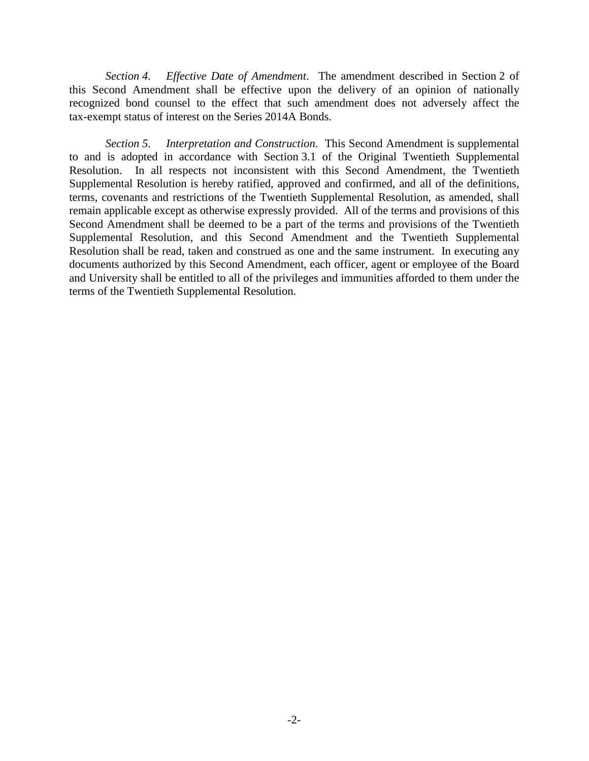*Section 4. Effective Date of Amendment*. The amendment described in Section 2 of this Second Amendment shall be effective upon the delivery of an opinion of nationally recognized bond counsel to the effect that such amendment does not adversely affect the tax-exempt status of interest on the Series 2014A Bonds.

*Section 5. Interpretation and Construction*. This Second Amendment is supplemental to and is adopted in accordance with Section 3.1 of the Original Twentieth Supplemental Resolution. In all respects not inconsistent with this Second Amendment, the Twentieth Supplemental Resolution is hereby ratified, approved and confirmed, and all of the definitions, terms, covenants and restrictions of the Twentieth Supplemental Resolution, as amended, shall remain applicable except as otherwise expressly provided. All of the terms and provisions of this Second Amendment shall be deemed to be a part of the terms and provisions of the Twentieth Supplemental Resolution, and this Second Amendment and the Twentieth Supplemental Resolution shall be read, taken and construed as one and the same instrument. In executing any documents authorized by this Second Amendment, each officer, agent or employee of the Board and University shall be entitled to all of the privileges and immunities afforded to them under the terms of the Twentieth Supplemental Resolution.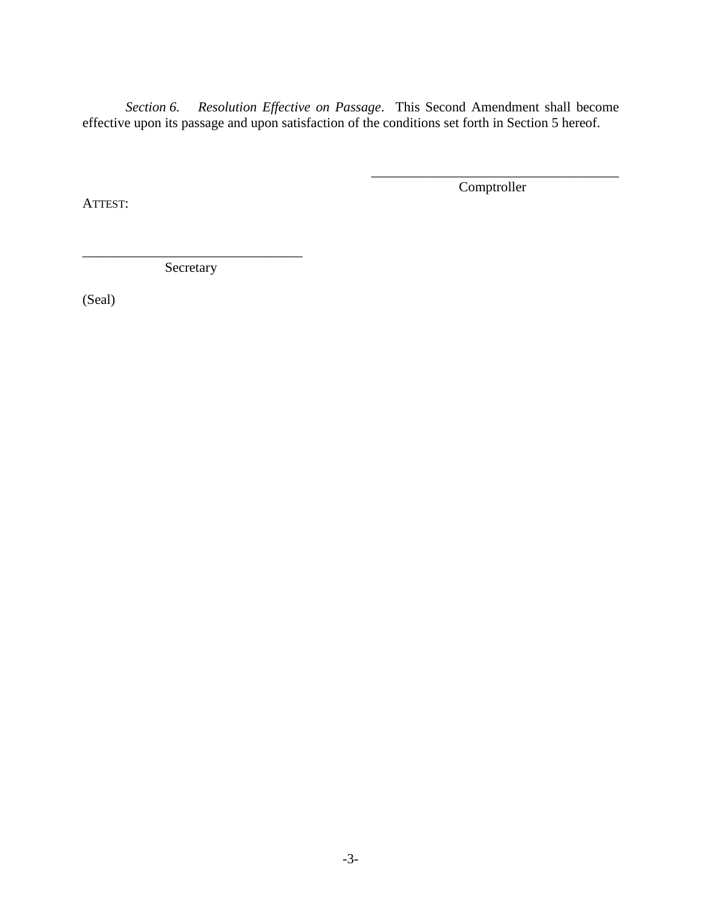*Section 6. Resolution Effective on Passage*. This Second Amendment shall become effective upon its passage and upon satisfaction of the conditions set forth in Section 5 hereof.

\_\_\_\_\_\_\_\_\_\_\_\_\_\_\_\_\_\_\_\_\_\_\_\_\_\_\_\_\_\_\_\_\_\_\_\_\_
Comptroller

ATTEST:

\_\_\_\_\_\_\_\_\_\_\_\_\_\_\_\_\_\_\_\_\_\_\_\_\_\_\_\_\_\_\_\_\_
Secretary

(Seal)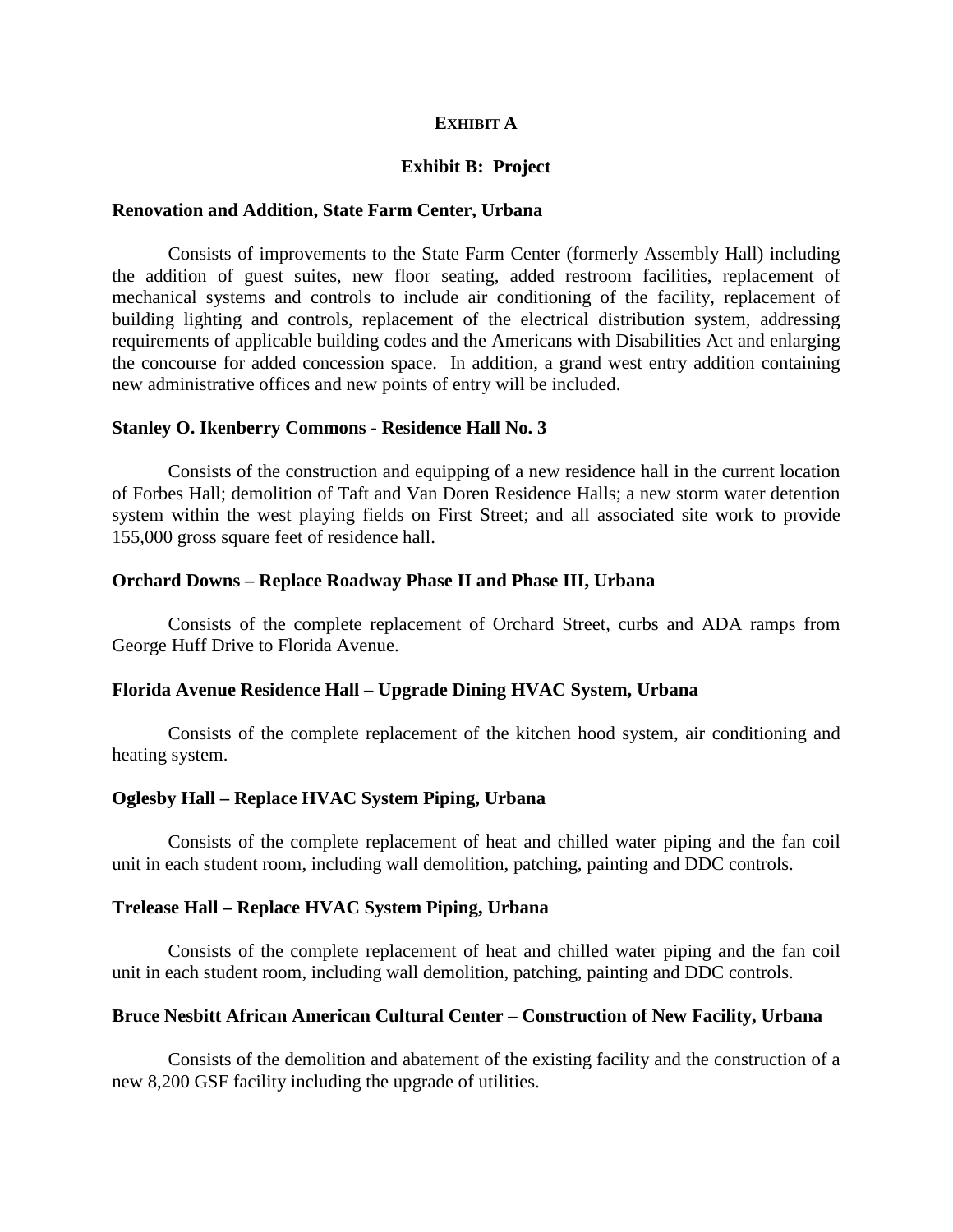# EXHIBIT A

## Exhibit B: Project

**Renovation and Addition, State Farm Center, Urbana**

Consists of improvements to the State Farm Center (formerly Assembly Hall) including the addition of guest suites, new floor seating, added restroom facilities, replacement of mechanical systems and controls to include air conditioning of the facility, replacement of building lighting and controls, replacement of the electrical distribution system, addressing requirements of applicable building codes and the Americans with Disabilities Act and enlarging the concourse for added concession space. In addition, a grand west entry addition containing new administrative offices and new points of entry will be included.

**Stanley O. Ikenberry Commons - Residence Hall No. 3**

Consists of the construction and equipping of a new residence hall in the current location of Forbes Hall; demolition of Taft and Van Doren Residence Halls; a new storm water detention system within the west playing fields on First Street; and all associated site work to provide 155,000 gross square feet of residence hall.

**Orchard Downs – Replace Roadway Phase II and Phase III, Urbana**

Consists of the complete replacement of Orchard Street, curbs and ADA ramps from George Huff Drive to Florida Avenue.

**Florida Avenue Residence Hall – Upgrade Dining HVAC System, Urbana**

Consists of the complete replacement of the kitchen hood system, air conditioning and heating system.

**Oglesby Hall – Replace HVAC System Piping, Urbana**

Consists of the complete replacement of heat and chilled water piping and the fan coil unit in each student room, including wall demolition, patching, painting and DDC controls.

**Trelease Hall – Replace HVAC System Piping, Urbana**

Consists of the complete replacement of heat and chilled water piping and the fan coil unit in each student room, including wall demolition, patching, painting and DDC controls.

**Bruce Nesbitt African American Cultural Center – Construction of New Facility, Urbana**

Consists of the demolition and abatement of the existing facility and the construction of a new 8,200 GSF facility including the upgrade of utilities.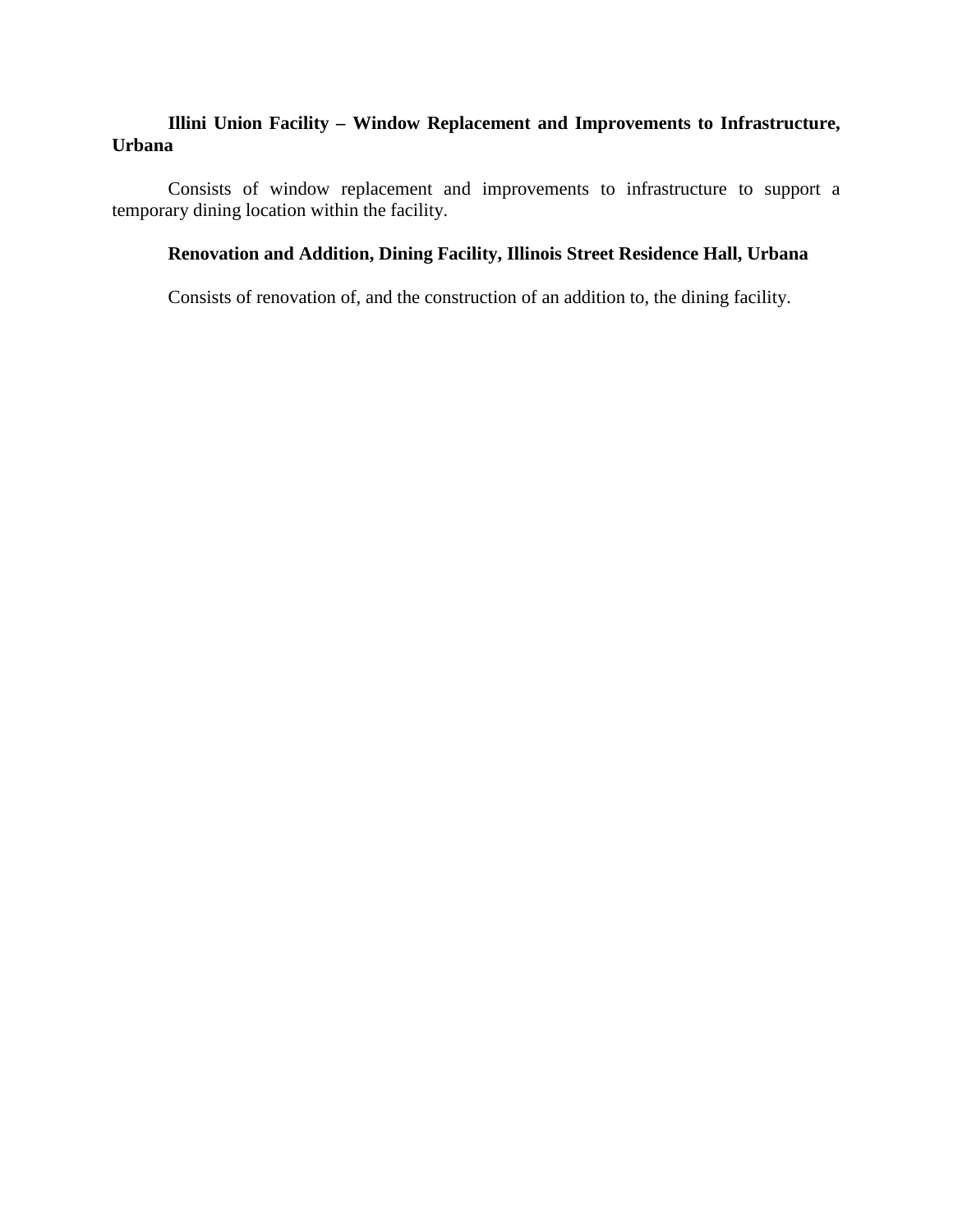**Illini Union Facility – Window Replacement and Improvements to Infrastructure, Urbana**

Consists of window replacement and improvements to infrastructure to support a temporary dining location within the facility.

**Renovation and Addition, Dining Facility, Illinois Street Residence Hall, Urbana**

Consists of renovation of, and the construction of an addition to, the dining facility.